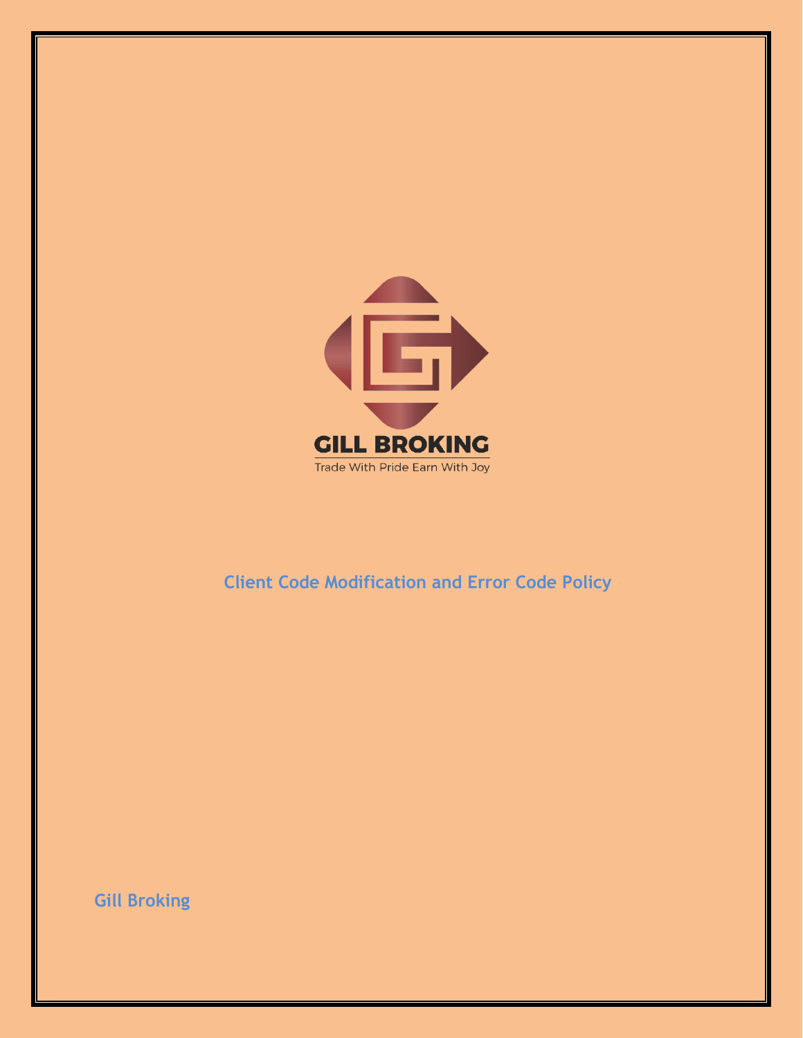GILL BROKING

Trade With Pride Earn With Joy

# Client Code Modification and Error Code Policy

**Gill Broking**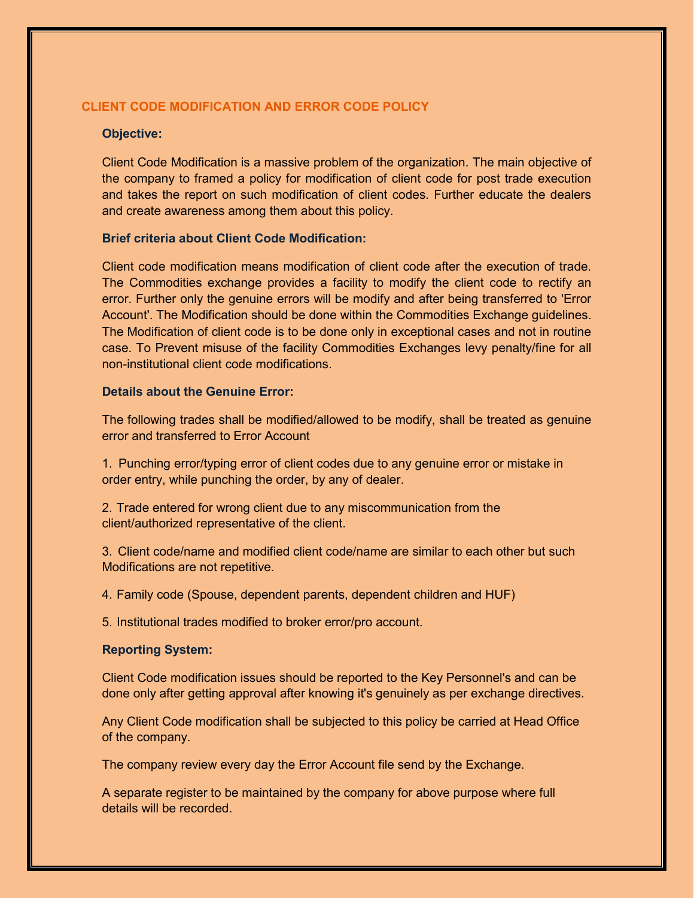## CLIENT CODE MODIFICATION AND ERROR CODE POLICY

### Objective:

Client Code Modification is a massive problem of the organization. The main objective of the company to framed a policy for modification of client code for post trade execution and takes the report on such modification of client codes. Further educate the dealers and create awareness among them about this policy.

### Brief criteria about Client Code Modification:

Client code modification means modification of client code after the execution of trade. The Commodities exchange provides a facility to modify the client code to rectify an error. Further only the genuine errors will be modify and after being transferred to 'Error Account'. The Modification should be done within the Commodities Exchange guidelines. The Modification of client code is to be done only in exceptional cases and not in routine case. To Prevent misuse of the facility Commodities Exchanges levy penalty/fine for all non-institutional client code modifications.

### Details about the Genuine Error:

The following trades shall be modified/allowed to be modify, shall be treated as genuine error and transferred to Error Account

1. Punching error/typing error of client codes due to any genuine error or mistake in order entry, while punching the order, by any of dealer.

2. Trade entered for wrong client due to any miscommunication from the client/authorized representative of the client.

3. Client code/name and modified client code/name are similar to each other but such Modifications are not repetitive.

4. Family code (Spouse, dependent parents, dependent children and HUF)

5. Institutional trades modified to broker error/pro account.

### Reporting System:

Client Code modification issues should be reported to the Key Personnel's and can be done only after getting approval after knowing it's genuinely as per exchange directives.

Any Client Code modification shall be subjected to this policy be carried at Head Office of the company.

The company review every day the Error Account file send by the Exchange.

A separate register to be maintained by the company for above purpose where full details will be recorded.